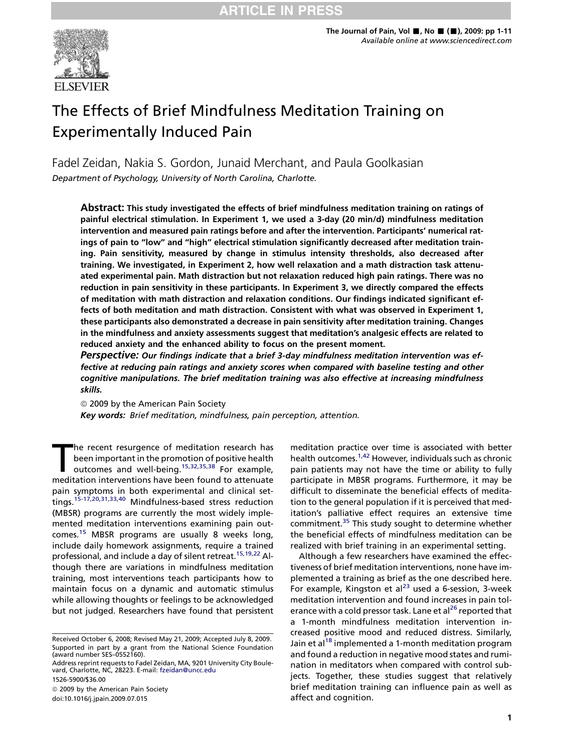# The Effects of Brief Mindfulness Meditation Training on Experimentally Induced Pain

Fadel Zeidan, Nakia S. Gordon, Junaid Merchant, and Paula Goolkasian

*Department of Psychology, University of North Carolina, Charlotte.*

**Abstract: This study investigated the effects of brief mindfulness meditation training on ratings of painful electrical stimulation. In Experiment 1, we used a 3-day (20 min/d) mindfulness meditation intervention and measured pain ratings before and after the intervention. Participants' numerical ratings of pain to "low" and "high" electrical stimulation significantly decreased after meditation training. Pain sensitivity, measured by change in stimulus intensity thresholds, also decreased after training. We investigated, in Experiment 2, how well relaxation and a math distraction task attenuated experimental pain. Math distraction but not relaxation reduced high pain ratings. There was no reduction in pain sensitivity in these participants. In Experiment 3, we directly compared the effects of meditation with math distraction and relaxation conditions. Our findings indicated significant effects of both meditation and math distraction. Consistent with what was observed in Experiment 1, these participants also demonstrated a decrease in pain sensitivity after meditation training. Changes in the mindfulness and anxiety assessments suggest that meditation's analgesic effects are related to reduced anxiety and the enhanced ability to focus on the present moment.**

***Perspective:*** ***Our findings indicate that a brief 3-day mindfulness meditation intervention was effective at reducing pain ratings and anxiety scores when compared with baseline testing and other cognitive manipulations. The brief meditation training was also effective at increasing mindfulness skills.***

© 2009 by the American Pain Society

***Key words:*** *Brief meditation, mindfulness, pain perception, attention.*

The recent resurgence of meditation research has been important in the promotion of positive health outcomes and well-being.[15,32,35,38] For example, meditation interventions have been found to attenuate pain symptoms in both experimental and clinical settings.[15-17,20,31,33,40] Mindfulness-based stress reduction (MBSR) programs are currently the most widely implemented meditation interventions examining pain outcomes.[15] MBSR programs are usually 8 weeks long, include daily homework assignments, require a trained professional, and include a day of silent retreat.[15,19,22] Although there are variations in mindfulness meditation training, most interventions teach participants how to maintain focus on a dynamic and automatic stimulus while allowing thoughts or feelings to be acknowledged but not judged. Researchers have found that persistent meditation practice over time is associated with better health outcomes.[1,42] However, individuals such as chronic pain patients may not have the time or ability to fully participate in MBSR programs. Furthermore, it may be difficult to disseminate the beneficial effects of meditation to the general population if it is perceived that meditation's palliative effect requires an extensive time commitment.[35] This study sought to determine whether the beneficial effects of mindfulness meditation can be realized with brief training in an experimental setting.

Although a few researchers have examined the effectiveness of brief meditation interventions, none have implemented a training as brief as the one described here. For example, Kingston et al[23] used a 6-session, 3-week meditation intervention and found increases in pain tolerance with a cold pressor task. Lane et al[26] reported that a 1-month mindfulness meditation intervention increased positive mood and reduced distress. Similarly, Jain et al[18] implemented a 1-month meditation program and found a reduction in negative mood states and rumination in meditators when compared with control subjects. Together, these studies suggest that relatively brief meditation training can influence pain as well as affect and cognition.

Received October 6, 2008; Revised May 21, 2009; Accepted July 8, 2009.
Supported in part by a grant from the National Science Foundation (award number SES–0552160).
Address reprint requests to Fadel Zeidan, MA, 9201 University City Boulevard, Charlotte, NC, 28223. E-mail: fzeidan@uncc.edu
1526-5900/$36.00
© 2009 by the American Pain Society
doi:10.1016/j.jpain.2009.07.015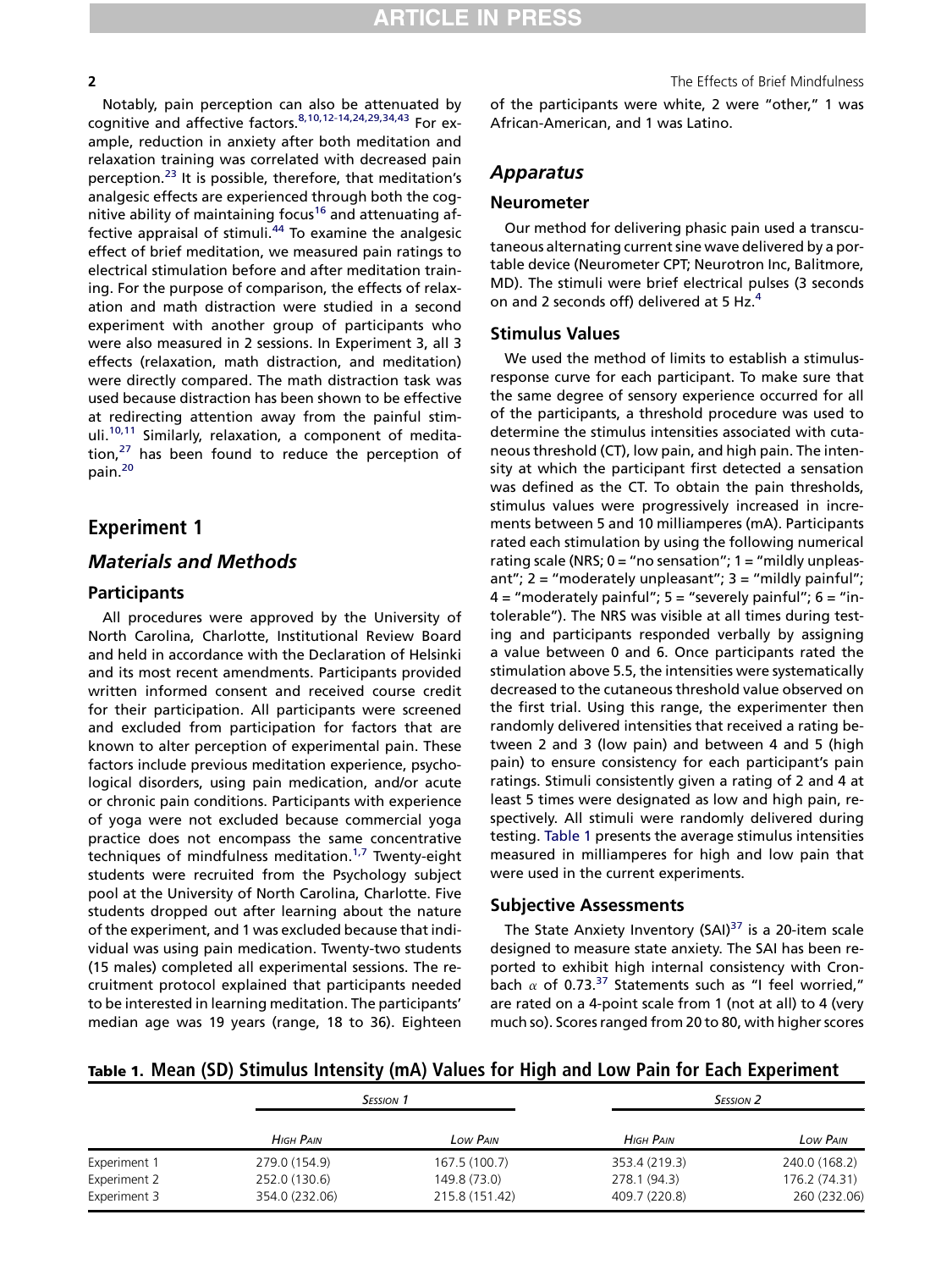Notably, pain perception can also be attenuated by cognitive and affective factors.[8,10,12-14,24,29,34,43] For example, reduction in anxiety after both meditation and relaxation training was correlated with decreased pain perception.[23] It is possible, therefore, that meditation's analgesic effects are experienced through both the cognitive ability of maintaining focus[16] and attenuating affective appraisal of stimuli.[44] To examine the analgesic effect of brief meditation, we measured pain ratings to electrical stimulation before and after meditation training. For the purpose of comparison, the effects of relaxation and math distraction were studied in a second experiment with another group of participants who were also measured in 2 sessions. In Experiment 3, all 3 effects (relaxation, math distraction, and meditation) were directly compared. The math distraction task was used because distraction has been shown to be effective at redirecting attention away from the painful stimuli.[10,11] Similarly, relaxation, a component of meditation,[27] has been found to reduce the perception of pain.[20]

## Experiment 1

### Materials and Methods

#### Participants

All procedures were approved by the University of North Carolina, Charlotte, Institutional Review Board and held in accordance with the Declaration of Helsinki and its most recent amendments. Participants provided written informed consent and received course credit for their participation. All participants were screened and excluded from participation for factors that are known to alter perception of experimental pain. These factors include previous meditation experience, psychological disorders, using pain medication, and/or acute or chronic pain conditions. Participants with experience of yoga were not excluded because commercial yoga practice does not encompass the same concentrative techniques of mindfulness meditation.[1,7] Twenty-eight students were recruited from the Psychology subject pool at the University of North Carolina, Charlotte. Five students dropped out after learning about the nature of the experiment, and 1 was excluded because that individual was using pain medication. Twenty-two students (15 males) completed all experimental sessions. The recruitment protocol explained that participants needed to be interested in learning meditation. The participants' median age was 19 years (range, 18 to 36). Eighteen of the participants were white, 2 were "other," 1 was African-American, and 1 was Latino.

### Apparatus

#### Neurometer

Our method for delivering phasic pain used a transcutaneous alternating current sine wave delivered by a portable device (Neurometer CPT; Neurotron Inc, Balitmore, MD). The stimuli were brief electrical pulses (3 seconds on and 2 seconds off) delivered at 5 Hz.[4]

#### Stimulus Values

We used the method of limits to establish a stimulus-response curve for each participant. To make sure that the same degree of sensory experience occurred for all of the participants, a threshold procedure was used to determine the stimulus intensities associated with cutaneous threshold (CT), low pain, and high pain. The intensity at which the participant first detected a sensation was defined as the CT. To obtain the pain thresholds, stimulus values were progressively increased in increments between 5 and 10 milliamperes (mA). Participants rated each stimulation by using the following numerical rating scale (NRS; 0 = "no sensation"; 1 = "mildly unpleasant"; 2 = "moderately unpleasant"; 3 = "mildly painful"; 4 = "moderately painful"; 5 = "severely painful"; 6 = "intolerable"). The NRS was visible at all times during testing and participants responded verbally by assigning a value between 0 and 6. Once participants rated the stimulation above 5.5, the intensities were systematically decreased to the cutaneous threshold value observed on the first trial. Using this range, the experimenter then randomly delivered intensities that received a rating between 2 and 3 (low pain) and between 4 and 5 (high pain) to ensure consistency for each participant's pain ratings. Stimuli consistently given a rating of 2 and 4 at least 5 times were designated as low and high pain, respectively. All stimuli were randomly delivered during testing. Table 1 presents the average stimulus intensities measured in milliamperes for high and low pain that were used in the current experiments.

#### Subjective Assessments

The State Anxiety Inventory (SAI)[37] is a 20-item scale designed to measure state anxiety. The SAI has been reported to exhibit high internal consistency with Cronbach $\alpha$ of 0.73.[37] Statements such as "I feel worried," are rated on a 4-point scale from 1 (not at all) to 4 (very much so). Scores ranged from 20 to 80, with higher scores

**Table 1. Mean (SD) Stimulus Intensity (mA) Values for High and Low Pain for Each Experiment**

| | *Session 1* | | *Session 2* | |
|---|---|---|---|---|
| | *High Pain* | *Low Pain* | *High Pain* | *Low Pain* |
| Experiment 1 | 279.0 (154.9) | 167.5 (100.7) | 353.4 (219.3) | 240.0 (168.2) |
| Experiment 2 | 252.0 (130.6) | 149.8 (73.0) | 278.1 (94.3) | 176.2 (74.31) |
| Experiment 3 | 354.0 (232.06) | 215.8 (151.42) | 409.7 (220.8) | 260 (232.06) |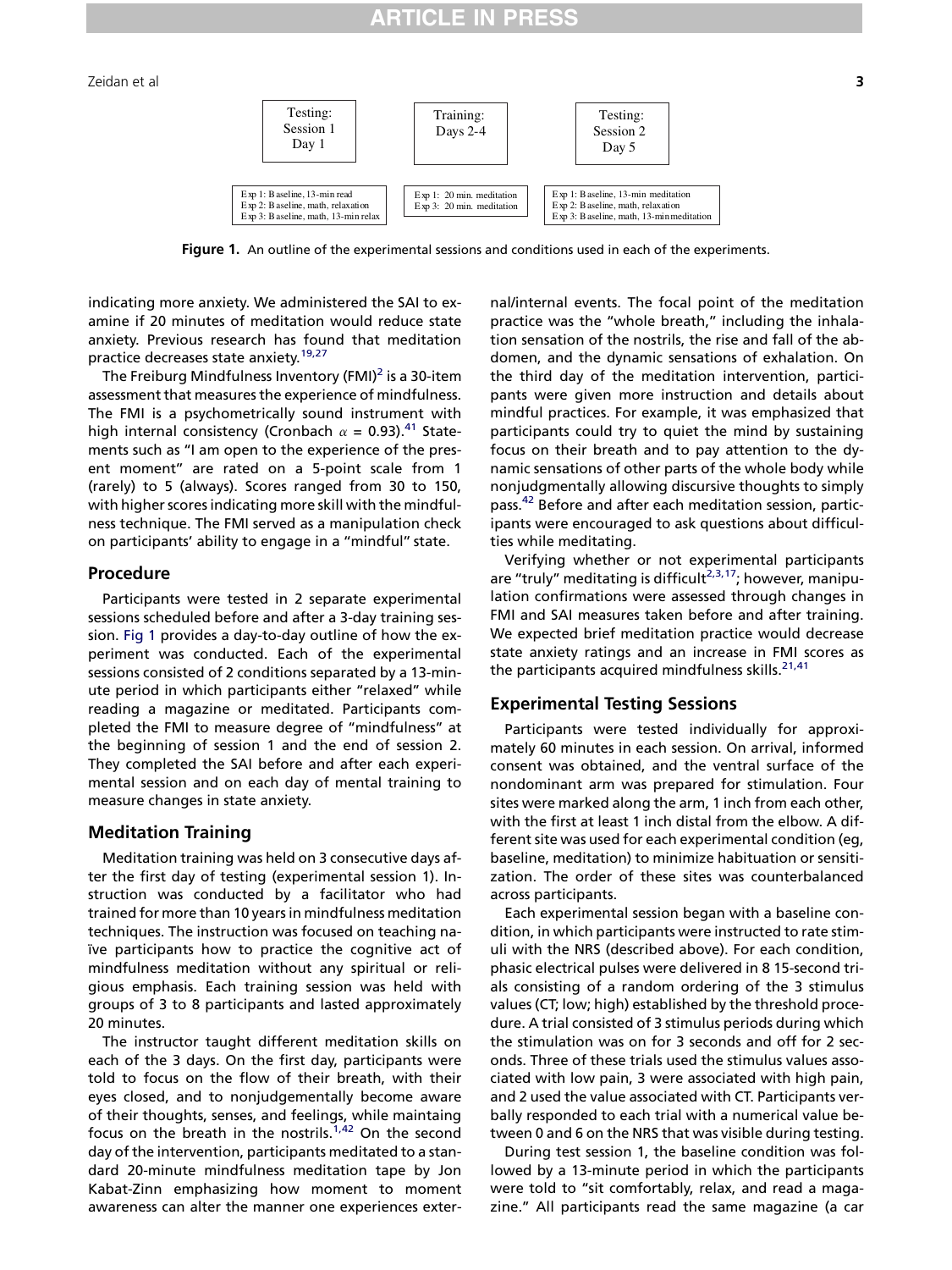| Testing: Session 1 Day 1 | Training: Days 2-4 | Testing: Session 2 Day 5 |
|---|---|---|
| Exp 1: Baseline, 13-min read<br>Exp 2: Baseline, math, relaxation<br>Exp 3: Baseline, math, 13-min relax | Exp 1: 20 min. meditation<br>Exp 3: 20 min. meditation | Exp 1: Baseline, 13-min meditation<br>Exp 2: Baseline, math, relaxation<br>Exp 3: Baseline, math, 13-min meditation |

**Figure 1.** An outline of the experimental sessions and conditions used in each of the experiments.

indicating more anxiety. We administered the SAI to examine if 20 minutes of meditation would reduce state anxiety. Previous research has found that meditation practice decreases state anxiety.[19,27]

The Freiburg Mindfulness Inventory (FMI)[2] is a 30-item assessment that measures the experience of mindfulness. The FMI is a psychometrically sound instrument with high internal consistency (Cronbach $\alpha$ = 0.93).[41] Statements such as "I am open to the experience of the present moment" are rated on a 5-point scale from 1 (rarely) to 5 (always). Scores ranged from 30 to 150, with higher scores indicating more skill with the mindfulness technique. The FMI served as a manipulation check on participants' ability to engage in a "mindful" state.

## Procedure

Participants were tested in 2 separate experimental sessions scheduled before and after a 3-day training session. Fig 1 provides a day-to-day outline of how the experiment was conducted. Each of the experimental sessions consisted of 2 conditions separated by a 13-minute period in which participants either "relaxed" while reading a magazine or meditated. Participants completed the FMI to measure degree of "mindfulness" at the beginning of session 1 and the end of session 2. They completed the SAI before and after each experimental session and on each day of mental training to measure changes in state anxiety.

## Meditation Training

Meditation training was held on 3 consecutive days after the first day of testing (experimental session 1). Instruction was conducted by a facilitator who had trained for more than 10 years in mindfulness meditation techniques. The instruction was focused on teaching naïve participants how to practice the cognitive act of mindfulness meditation without any spiritual or religious emphasis. Each training session was held with groups of 3 to 8 participants and lasted approximately 20 minutes.

The instructor taught different meditation skills on each of the 3 days. On the first day, participants were told to focus on the flow of their breath, with their eyes closed, and to nonjudgementally become aware of their thoughts, senses, and feelings, while maintaing focus on the breath in the nostrils.[1,42] On the second day of the intervention, participants meditated to a standard 20-minute mindfulness meditation tape by Jon Kabat-Zinn emphasizing how moment to moment awareness can alter the manner one experiences external/internal events. The focal point of the meditation practice was the "whole breath," including the inhalation sensation of the nostrils, the rise and fall of the abdomen, and the dynamic sensations of exhalation. On the third day of the meditation intervention, participants were given more instruction and details about mindful practices. For example, it was emphasized that participants could try to quiet the mind by sustaining focus on their breath and to pay attention to the dynamic sensations of other parts of the whole body while nonjudgmentally allowing discursive thoughts to simply pass.[42] Before and after each meditation session, participants were encouraged to ask questions about difficulties while meditating.

Verifying whether or not experimental participants are "truly" meditating is difficult[2,3,17]; however, manipulation confirmations were assessed through changes in FMI and SAI measures taken before and after training. We expected brief meditation practice would decrease state anxiety ratings and an increase in FMI scores as the participants acquired mindfulness skills.[21,41]

## Experimental Testing Sessions

Participants were tested individually for approximately 60 minutes in each session. On arrival, informed consent was obtained, and the ventral surface of the nondominant arm was prepared for stimulation. Four sites were marked along the arm, 1 inch from each other, with the first at least 1 inch distal from the elbow. A different site was used for each experimental condition (eg, baseline, meditation) to minimize habituation or sensitization. The order of these sites was counterbalanced across participants.

Each experimental session began with a baseline condition, in which participants were instructed to rate stimuli with the NRS (described above). For each condition, phasic electrical pulses were delivered in 8 15-second trials consisting of a random ordering of the 3 stimulus values (CT; low; high) established by the threshold procedure. A trial consisted of 3 stimulus periods during which the stimulation was on for 3 seconds and off for 2 seconds. Three of these trials used the stimulus values associated with low pain, 3 were associated with high pain, and 2 used the value associated with CT. Participants verbally responded to each trial with a numerical value between 0 and 6 on the NRS that was visible during testing.

During test session 1, the baseline condition was followed by a 13-minute period in which the participants were told to "sit comfortably, relax, and read a magazine." All participants read the same magazine (a car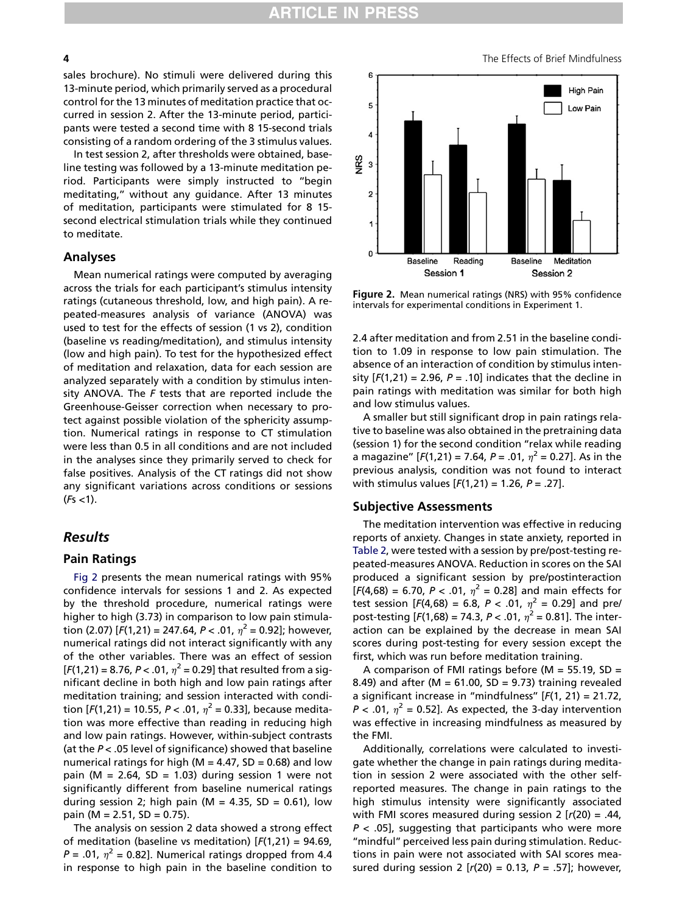sales brochure). No stimuli were delivered during this 13-minute period, which primarily served as a procedural control for the 13 minutes of meditation practice that occurred in session 2. After the 13-minute period, participants were tested a second time with 8 15-second trials consisting of a random ordering of the 3 stimulus values.

In test session 2, after thresholds were obtained, baseline testing was followed by a 13-minute meditation period. Participants were simply instructed to "begin meditating," without any guidance. After 13 minutes of meditation, participants were stimulated for 8 15-second electrical stimulation trials while they continued to meditate.

## Analyses

Mean numerical ratings were computed by averaging across the trials for each participant's stimulus intensity ratings (cutaneous threshold, low, and high pain). A repeated-measures analysis of variance (ANOVA) was used to test for the effects of session (1 vs 2), condition (baseline vs reading/meditation), and stimulus intensity (low and high pain). To test for the hypothesized effect of meditation and relaxation, data for each session are analyzed separately with a condition by stimulus intensity ANOVA. The *F* tests that are reported include the Greenhouse-Geisser correction when necessary to protect against possible violation of the sphericity assumption. Numerical ratings in response to CT stimulation were less than 0.5 in all conditions and are not included in the analyses since they primarily served to check for false positives. Analysis of the CT ratings did not show any significant variations across conditions or sessions (*F*s <1).

# Results

## Pain Ratings

Fig 2 presents the mean numerical ratings with 95% confidence intervals for sessions 1 and 2. As expected by the threshold procedure, numerical ratings were higher to high (3.73) in comparison to low pain stimulation (2.07) [$F(1,21) = 247.64$, $P < .01$, $\eta^2 = 0.92$]; however, numerical ratings did not interact significantly with any of the other variables. There was an effect of session [$F(1,21) = 8.76$, $P < .01$, $\eta^2 = 0.29$] that resulted from a significant decline in both high and low pain ratings after meditation training; and session interacted with condition [$F(1,21) = 10.55$, $P < .01$, $\eta^2 = 0.33$], because meditation was more effective than reading in reducing high and low pain ratings. However, within-subject contrasts (at the $P < .05$ level of significance) showed that baseline numerical ratings for high (M = 4.47, SD = 0.68) and low pain (M = 2.64, SD = 1.03) during session 1 were not significantly different from baseline numerical ratings during session 2; high pain (M = 4.35, SD = 0.61), low pain (M = 2.51, SD = 0.75).

The analysis on session 2 data showed a strong effect of meditation (baseline vs meditation) [$F(1,21) = 94.69$, $P = .01$, $\eta^2 = 0.82$]. Numerical ratings dropped from 4.4 in response to high pain in the baseline condition to 2.4 after meditation and from 2.51 in the baseline condition to 1.09 in response to low pain stimulation. The absence of an interaction of condition by stimulus intensity [$F(1,21) = 2.96$, $P = .10$] indicates that the decline in pain ratings with meditation was similar for both high and low stimulus values.

A smaller but still significant drop in pain ratings relative to baseline was also obtained in the pretraining data (session 1) for the second condition "relax while reading a magazine" [$F(1,21) = 7.64$, $P = .01$, $\eta^2 = 0.27$]. As in the previous analysis, condition was not found to interact with stimulus values [$F(1,21) = 1.26$, $P = .27$].

Figure 2. Mean numerical ratings (NRS) with 95% confidence intervals for experimental conditions in Experiment 1.

## Subjective Assessments

The meditation intervention was effective in reducing reports of anxiety. Changes in state anxiety, reported in Table 2, were tested with a session by pre/post-testing repeated-measures ANOVA. Reduction in scores on the SAI produced a significant session by pre/postinteraction [$F(4,68) = 6.70$, $P < .01$, $\eta^2 = 0.28$] and main effects for test session [$F(4,68) = 6.8$, $P < .01$, $\eta^2 = 0.29$] and pre/post-testing [$F(1,68) = 74.3$, $P < .01$, $\eta^2 = 0.81$]. The interaction can be explained by the decrease in mean SAI scores during post-testing for every session except the first, which was run before meditation training.

A comparison of FMI ratings before (M = 55.19, SD = 8.49) and after (M = 61.00, SD = 9.73) training revealed a significant increase in "mindfulness" [$F(1, 21) = 21.72$, $P < .01$, $\eta^2 = 0.52$]. As expected, the 3-day intervention was effective in increasing mindfulness as measured by the FMI.

Additionally, correlations were calculated to investigate whether the change in pain ratings during meditation in session 2 were associated with the other self-reported measures. The change in pain ratings to the high stimulus intensity were significantly associated with FMI scores measured during session 2 [$r(20) = .44$, $P < .05$], suggesting that participants who were more "mindful" perceived less pain during stimulation. Reductions in pain were not associated with SAI scores measured during session 2 [$r(20) = 0.13$, $P = .57$]; however,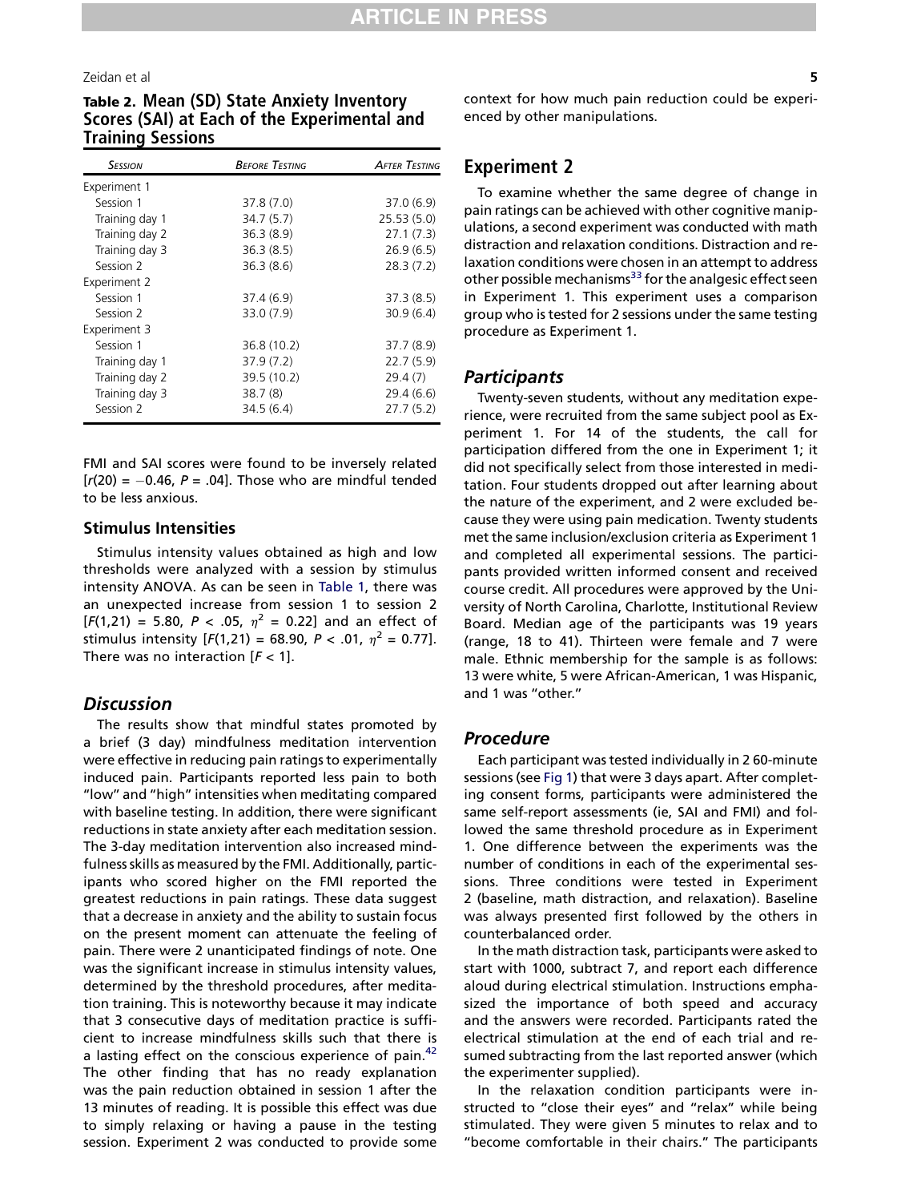**Table 2. Mean (SD) State Anxiety Inventory Scores (SAI) at Each of the Experimental and Training Sessions**

| Session | Before Testing | After Testing |
|---|---|---|
| Experiment 1 | | |
| Session 1 | 37.8 (7.0) | 37.0 (6.9) |
| Training day 1 | 34.7 (5.7) | 25.53 (5.0) |
| Training day 2 | 36.3 (8.9) | 27.1 (7.3) |
| Training day 3 | 36.3 (8.5) | 26.9 (6.5) |
| Session 2 | 36.3 (8.6) | 28.3 (7.2) |
| Experiment 2 | | |
| Session 1 | 37.4 (6.9) | 37.3 (8.5) |
| Session 2 | 33.0 (7.9) | 30.9 (6.4) |
| Experiment 3 | | |
| Session 1 | 36.8 (10.2) | 37.7 (8.9) |
| Training day 1 | 37.9 (7.2) | 22.7 (5.9) |
| Training day 2 | 39.5 (10.2) | 29.4 (7) |
| Training day 3 | 38.7 (8) | 29.4 (6.6) |
| Session 2 | 34.5 (6.4) | 27.7 (5.2) |

FMI and SAI scores were found to be inversely related [$r(20) = -0.46$, $P = .04$]. Those who are mindful tended to be less anxious.

### Stimulus Intensities

Stimulus intensity values obtained as high and low thresholds were analyzed with a session by stimulus intensity ANOVA. As can be seen in Table 1, there was an unexpected increase from session 1 to session 2 [$F(1,21) = 5.80$, $P < .05$, $\eta^2 = 0.22$] and an effect of stimulus intensity [$F(1,21) = 68.90$, $P < .01$, $\eta^2 = 0.77$]. There was no interaction [$F < 1$].

## Discussion

The results show that mindful states promoted by a brief (3 day) mindfulness meditation intervention were effective in reducing pain ratings to experimentally induced pain. Participants reported less pain to both "low" and "high" intensities when meditating compared with baseline testing. In addition, there were significant reductions in state anxiety after each meditation session. The 3-day meditation intervention also increased mindfulness skills as measured by the FMI. Additionally, participants who scored higher on the FMI reported the greatest reductions in pain ratings. These data suggest that a decrease in anxiety and the ability to sustain focus on the present moment can attenuate the feeling of pain. There were 2 unanticipated findings of note. One was the significant increase in stimulus intensity values, determined by the threshold procedures, after meditation training. This is noteworthy because it may indicate that 3 consecutive days of meditation practice is sufficient to increase mindfulness skills such that there is a lasting effect on the conscious experience of pain.[42] The other finding that has no ready explanation was the pain reduction obtained in session 1 after the 13 minutes of reading. It is possible this effect was due to simply relaxing or having a pause in the testing session. Experiment 2 was conducted to provide some context for how much pain reduction could be experienced by other manipulations.

## Experiment 2

To examine whether the same degree of change in pain ratings can be achieved with other cognitive manipulations, a second experiment was conducted with math distraction and relaxation conditions. Distraction and relaxation conditions were chosen in an attempt to address other possible mechanisms[33] for the analgesic effect seen in Experiment 1. This experiment uses a comparison group who is tested for 2 sessions under the same testing procedure as Experiment 1.

### Participants

Twenty-seven students, without any meditation experience, were recruited from the same subject pool as Experiment 1. For 14 of the students, the call for participation differed from the one in Experiment 1; it did not specifically select from those interested in meditation. Four students dropped out after learning about the nature of the experiment, and 2 were excluded because they were using pain medication. Twenty students met the same inclusion/exclusion criteria as Experiment 1 and completed all experimental sessions. The participants provided written informed consent and received course credit. All procedures were approved by the University of North Carolina, Charlotte, Institutional Review Board. Median age of the participants was 19 years (range, 18 to 41). Thirteen were female and 7 were male. Ethnic membership for the sample is as follows: 13 were white, 5 were African-American, 1 was Hispanic, and 1 was "other."

### Procedure

Each participant was tested individually in 2 60-minute sessions (see Fig 1) that were 3 days apart. After completing consent forms, participants were administered the same self-report assessments (ie, SAI and FMI) and followed the same threshold procedure as in Experiment 1. One difference between the experiments was the number of conditions in each of the experimental sessions. Three conditions were tested in Experiment 2 (baseline, math distraction, and relaxation). Baseline was always presented first followed by the others in counterbalanced order.

In the math distraction task, participants were asked to start with 1000, subtract 7, and report each difference aloud during electrical stimulation. Instructions emphasized the importance of both speed and accuracy and the answers were recorded. Participants rated the electrical stimulation at the end of each trial and resumed subtracting from the last reported answer (which the experimenter supplied).

In the relaxation condition participants were instructed to "close their eyes" and "relax" while being stimulated. They were given 5 minutes to relax and to "become comfortable in their chairs." The participants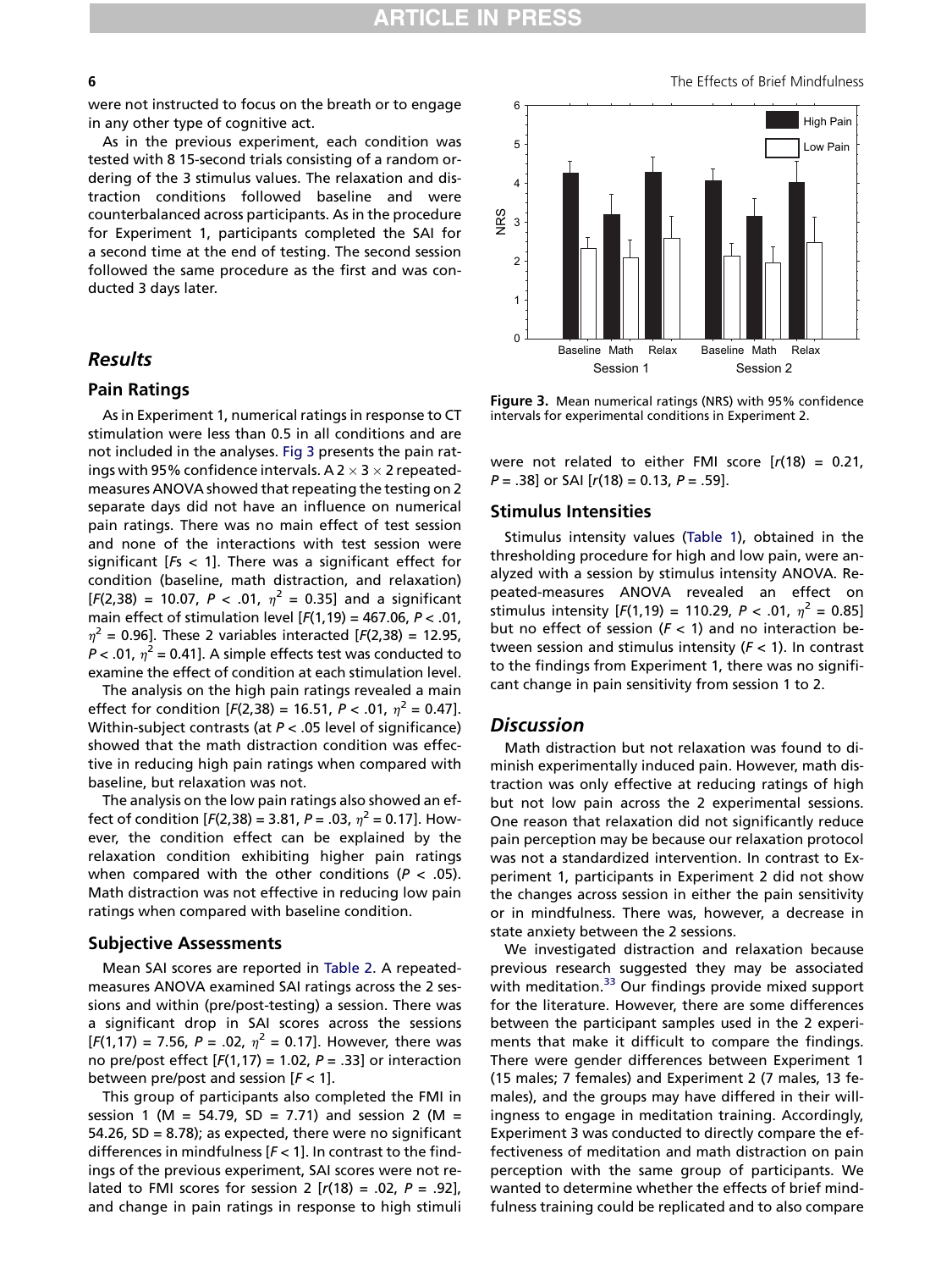were not instructed to focus on the breath or to engage in any other type of cognitive act.

As in the previous experiment, each condition was tested with 8 15-second trials consisting of a random ordering of the 3 stimulus values. The relaxation and distraction conditions followed baseline and were counterbalanced across participants. As in the procedure for Experiment 1, participants completed the SAI for a second time at the end of testing. The second session followed the same procedure as the first and was conducted 3 days later.

## Results

### Pain Ratings

As in Experiment 1, numerical ratings in response to CT stimulation were less than 0.5 in all conditions and are not included in the analyses. Fig 3 presents the pain ratings with 95% confidence intervals. A $2 \times 3 \times 2$ repeated-measures ANOVA showed that repeating the testing on 2 separate days did not have an influence on numerical pain ratings. There was no main effect of test session and none of the interactions with test session were significant [$F$s $< 1$]. There was a significant effect for condition (baseline, math distraction, and relaxation) [$F(2,38) = 10.07$, $P < .01$, $\eta^2 = 0.35$] and a significant main effect of stimulation level [$F(1,19) = 467.06$, $P < .01$, $\eta^2 = 0.96$]. These 2 variables interacted [$F(2,38) = 12.95$, $P < .01$, $\eta^2 = 0.41$]. A simple effects test was conducted to examine the effect of condition at each stimulation level.

The analysis on the high pain ratings revealed a main effect for condition [$F(2,38) = 16.51$, $P < .01$, $\eta^2 = 0.47$]. Within-subject contrasts (at $P < .05$ level of significance) showed that the math distraction condition was effective in reducing high pain ratings when compared with baseline, but relaxation was not.

The analysis on the low pain ratings also showed an effect of condition [$F(2,38) = 3.81$, $P = .03$, $\eta^2 = 0.17$]. However, the condition effect can be explained by the relaxation condition exhibiting higher pain ratings when compared with the other conditions ($P < .05$). Math distraction was not effective in reducing low pain ratings when compared with baseline condition.

### Subjective Assessments

Mean SAI scores are reported in Table 2. A repeated-measures ANOVA examined SAI ratings across the 2 sessions and within (pre/post-testing) a session. There was a significant drop in SAI scores across the sessions [$F(1,17) = 7.56$, $P = .02$, $\eta^2 = 0.17$]. However, there was no pre/post effect [$F(1,17) = 1.02$, $P = .33$] or interaction between pre/post and session [$F < 1$].

This group of participants also completed the FMI in session 1 (M = 54.79, SD = 7.71) and session 2 (M = 54.26, SD = 8.78); as expected, there were no significant differences in mindfulness [$F < 1$]. In contrast to the findings of the previous experiment, SAI scores were not related to FMI scores for session 2 [$r(18) = .02$, $P = .92$], and change in pain ratings in response to high stimuli were not related to either FMI score [$r(18) = 0.21$, $P = .38$] or SAI [$r(18) = 0.13$, $P = .59$].

Figure 3. Mean numerical ratings (NRS) with 95% confidence intervals for experimental conditions in Experiment 2.

### Stimulus Intensities

Stimulus intensity values (Table 1), obtained in the thresholding procedure for high and low pain, were analyzed with a session by stimulus intensity ANOVA. Repeated-measures ANOVA revealed an effect on stimulus intensity [$F(1,19) = 110.29$, $P < .01$, $\eta^2 = 0.85$] but no effect of session ($F < 1$) and no interaction between session and stimulus intensity ($F < 1$). In contrast to the findings from Experiment 1, there was no significant change in pain sensitivity from session 1 to 2.

## Discussion

Math distraction but not relaxation was found to diminish experimentally induced pain. However, math distraction was only effective at reducing ratings of high but not low pain across the 2 experimental sessions. One reason that relaxation did not significantly reduce pain perception may be because our relaxation protocol was not a standardized intervention. In contrast to Experiment 1, participants in Experiment 2 did not show the changes across session in either the pain sensitivity or in mindfulness. There was, however, a decrease in state anxiety between the 2 sessions.

We investigated distraction and relaxation because previous research suggested they may be associated with meditation.[33] Our findings provide mixed support for the literature. However, there are some differences between the participant samples used in the 2 experiments that make it difficult to compare the findings. There were gender differences between Experiment 1 (15 males; 7 females) and Experiment 2 (7 males, 13 females), and the groups may have differed in their willingness to engage in meditation training. Accordingly, Experiment 3 was conducted to directly compare the effectiveness of meditation and math distraction on pain perception with the same group of participants. We wanted to determine whether the effects of brief mindfulness training could be replicated and to also compare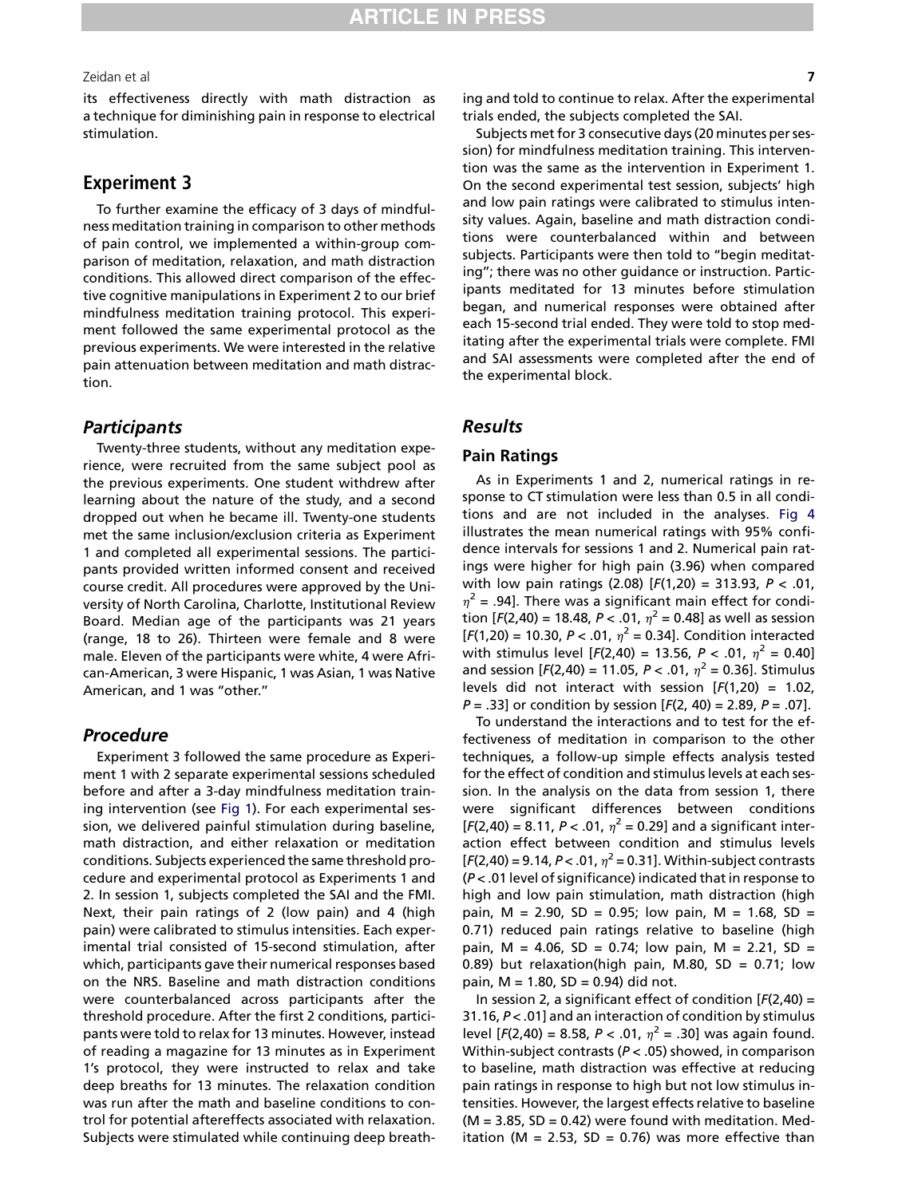its effectiveness directly with math distraction as a technique for diminishing pain in response to electrical stimulation.

## Experiment 3

To further examine the efficacy of 3 days of mindfulness meditation training in comparison to other methods of pain control, we implemented a within-group comparison of meditation, relaxation, and math distraction conditions. This allowed direct comparison of the effective cognitive manipulations in Experiment 2 to our brief mindfulness meditation training protocol. This experiment followed the same experimental protocol as the previous experiments. We were interested in the relative pain attenuation between meditation and math distraction.

### *Participants*

Twenty-three students, without any meditation experience, were recruited from the same subject pool as the previous experiments. One student withdrew after learning about the nature of the study, and a second dropped out when he became ill. Twenty-one students met the same inclusion/exclusion criteria as Experiment 1 and completed all experimental sessions. The participants provided written informed consent and received course credit. All procedures were approved by the University of North Carolina, Charlotte, Institutional Review Board. Median age of the participants was 21 years (range, 18 to 26). Thirteen were female and 8 were male. Eleven of the participants were white, 4 were African-American, 3 were Hispanic, 1 was Asian, 1 was Native American, and 1 was "other."

### *Procedure*

Experiment 3 followed the same procedure as Experiment 1 with 2 separate experimental sessions scheduled before and after a 3-day mindfulness meditation training intervention (see Fig 1). For each experimental session, we delivered painful stimulation during baseline, math distraction, and either relaxation or meditation conditions. Subjects experienced the same threshold procedure and experimental protocol as Experiments 1 and 2. In session 1, subjects completed the SAI and the FMI. Next, their pain ratings of 2 (low pain) and 4 (high pain) were calibrated to stimulus intensities. Each experimental trial consisted of 15-second stimulation, after which, participants gave their numerical responses based on the NRS. Baseline and math distraction conditions were counterbalanced across participants after the threshold procedure. After the first 2 conditions, participants were told to relax for 13 minutes. However, instead of reading a magazine for 13 minutes as in Experiment 1's protocol, they were instructed to relax and take deep breaths for 13 minutes. The relaxation condition was run after the math and baseline conditions to control for potential aftereffects associated with relaxation. Subjects were stimulated while continuing deep breathing and told to continue to relax. After the experimental trials ended, the subjects completed the SAI.

Subjects met for 3 consecutive days (20 minutes per session) for mindfulness meditation training. This intervention was the same as the intervention in Experiment 1. On the second experimental test session, subjects' high and low pain ratings were calibrated to stimulus intensity values. Again, baseline and math distraction conditions were counterbalanced within and between subjects. Participants were then told to "begin meditating"; there was no other guidance or instruction. Participants meditated for 13 minutes before stimulation began, and numerical responses were obtained after each 15-second trial ended. They were told to stop meditating after the experimental trials were complete. FMI and SAI assessments were completed after the end of the experimental block.

### *Results*

#### Pain Ratings

As in Experiments 1 and 2, numerical ratings in response to CT stimulation were less than 0.5 in all conditions and are not included in the analyses. Fig 4 illustrates the mean numerical ratings with 95% confidence intervals for sessions 1 and 2. Numerical pain ratings were higher for high pain (3.96) when compared with low pain ratings (2.08) [$F(1,20) = 313.93$, $P < .01$, $\eta^2 = .94$]. There was a significant main effect for condition [$F(2,40) = 18.48$, $P < .01$, $\eta^2 = 0.48$] as well as session [$F(1,20) = 10.30$, $P < .01$, $\eta^2 = 0.34$]. Condition interacted with stimulus level [$F(2,40) = 13.56$, $P < .01$, $\eta^2 = 0.40$] and session [$F(2,40) = 11.05$, $P < .01$, $\eta^2 = 0.36$]. Stimulus levels did not interact with session [$F(1,20) = 1.02$, $P = .33$] or condition by session [$F(2, 40) = 2.89$, $P = .07$].

To understand the interactions and to test for the effectiveness of meditation in comparison to the other techniques, a follow-up simple effects analysis tested for the effect of condition and stimulus levels at each session. In the analysis on the data from session 1, there were significant differences between conditions [$F(2,40) = 8.11$, $P < .01$, $\eta^2 = 0.29$] and a significant interaction effect between condition and stimulus levels [$F(2,40) = 9.14$, $P < .01$, $\eta^2 = 0.31$]. Within-subject contrasts ($P < .01$ level of significance) indicated that in response to high and low pain stimulation, math distraction (high pain, M = 2.90, SD = 0.95; low pain, M = 1.68, SD = 0.71) reduced pain ratings relative to baseline (high pain, M = 4.06, SD = 0.74; low pain, M = 2.21, SD = 0.89) but relaxation(high pain, M.80, SD = 0.71; low pain, M = 1.80, SD = 0.94) did not.

In session 2, a significant effect of condition [$F(2,40) = 31.16$, $P < .01$] and an interaction of condition by stimulus level [$F(2,40) = 8.58$, $P < .01$, $\eta^2 = .30$] was again found. Within-subject contrasts ($P < .05$) showed, in comparison to baseline, math distraction was effective at reducing pain ratings in response to high but not low stimulus intensities. However, the largest effects relative to baseline (M = 3.85, SD = 0.42) were found with meditation. Meditation (M = 2.53, SD = 0.76) was more effective than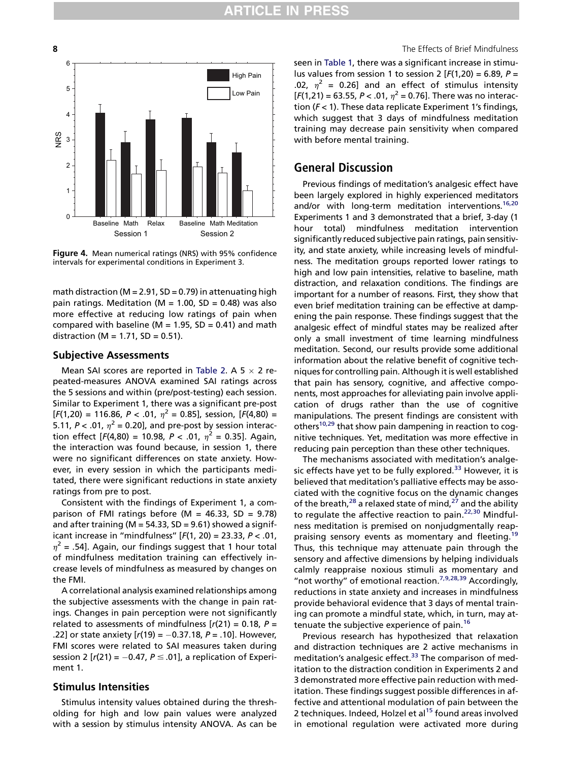Figure 4. Mean numerical ratings (NRS) with 95% confidence intervals for experimental conditions in Experiment 3.

math distraction (M = 2.91, SD = 0.79) in attenuating high pain ratings. Meditation (M = 1.00, SD = 0.48) was also more effective at reducing low ratings of pain when compared with baseline (M = 1.95, SD = 0.41) and math distraction (M = 1.71, SD = 0.51).

## Subjective Assessments

Mean SAI scores are reported in Table 2. A 5 × 2 repeated-measures ANOVA examined SAI ratings across the 5 sessions and within (pre/post-testing) each session. Similar to Experiment 1, there was a significant pre-post [$F(1,20) = 116.86$, $P < .01$, $\eta^2 = 0.85$], session, [$F(4,80) = 5.11$, $P < .01$, $\eta^2 = 0.20$], and pre-post by session interaction effect [$F(4,80) = 10.98$, $P < .01$, $\eta^2 = 0.35$]. Again, the interaction was found because, in session 1, there were no significant differences on state anxiety. However, in every session in which the participants meditated, there were significant reductions in state anxiety ratings from pre to post.

Consistent with the findings of Experiment 1, a comparison of FMI ratings before (M = 46.33, SD = 9.78) and after training (M = 54.33, SD = 9.61) showed a significant increase in "mindfulness" [$F(1, 20) = 23.33$, $P < .01$, $\eta^2 = .54$]. Again, our findings suggest that 1 hour total of mindfulness meditation training can effectively increase levels of mindfulness as measured by changes on the FMI.

A correlational analysis examined relationships among the subjective assessments with the change in pain ratings. Changes in pain perception were not significantly related to assessments of mindfulness [$r(21) = 0.18$, $P = .22$] or state anxiety [$r(19) = -0.37.18$, $P = .10$]. However, FMI scores were related to SAI measures taken during session 2 [$r(21) = -0.47$, $P \leq .01$], a replication of Experiment 1.

## Stimulus Intensities

Stimulus intensity values obtained during the thresholding for high and low pain values were analyzed with a session by stimulus intensity ANOVA. As can be seen in Table 1, there was a significant increase in stimulus values from session 1 to session 2 [$F(1,20) = 6.89$, $P = .02$, $\eta^2 = 0.26$] and an effect of stimulus intensity [$F(1,21) = 63.55$, $P < .01$, $\eta^2 = 0.76$]. There was no interaction ($F < 1$). These data replicate Experiment 1's findings, which suggest that 3 days of mindfulness meditation training may decrease pain sensitivity when compared with before mental training.

# General Discussion

Previous findings of meditation's analgesic effect have been largely explored in highly experienced meditators and/or with long-term meditation interventions.[16,20] Experiments 1 and 3 demonstrated that a brief, 3-day (1 hour total) mindfulness meditation intervention significantly reduced subjective pain ratings, pain sensitivity, and state anxiety, while increasing levels of mindfulness. The meditation groups reported lower ratings to high and low pain intensities, relative to baseline, math distraction, and relaxation conditions. The findings are important for a number of reasons. First, they show that even brief meditation training can be effective at dampening the pain response. These findings suggest that the analgesic effect of mindful states may be realized after only a small investment of time learning mindfulness meditation. Second, our results provide some additional information about the relative benefit of cognitive techniques for controlling pain. Although it is well established that pain has sensory, cognitive, and affective components, most approaches for alleviating pain involve application of drugs rather than the use of cognitive manipulations. The present findings are consistent with others[10,29] that show pain dampening in reaction to cognitive techniques. Yet, meditation was more effective in reducing pain perception than these other techniques.

The mechanisms associated with meditation's analgesic effects have yet to be fully explored.[33] However, it is believed that meditation's palliative effects may be associated with the cognitive focus on the dynamic changes of the breath,[28] a relaxed state of mind,[27] and the ability to regulate the affective reaction to pain.[22,30] Mindfulness meditation is premised on nonjudgmentally reappraising sensory events as momentary and fleeting.[19] Thus, this technique may attenuate pain through the sensory and affective dimensions by helping individuals calmly reappraise noxious stimuli as momentary and "not worthy" of emotional reaction.[7,9,28,39] Accordingly, reductions in state anxiety and increases in mindfulness provide behavioral evidence that 3 days of mental training can promote a mindful state, which, in turn, may attenuate the subjective experience of pain.[16]

Previous research has hypothesized that relaxation and distraction techniques are 2 active mechanisms in meditation's analgesic effect.[33] The comparison of meditation to the distraction condition in Experiments 2 and 3 demonstrated more effective pain reduction with meditation. These findings suggest possible differences in affective and attentional modulation of pain between the 2 techniques. Indeed, Holzel et al[15] found areas involved in emotional regulation were activated more during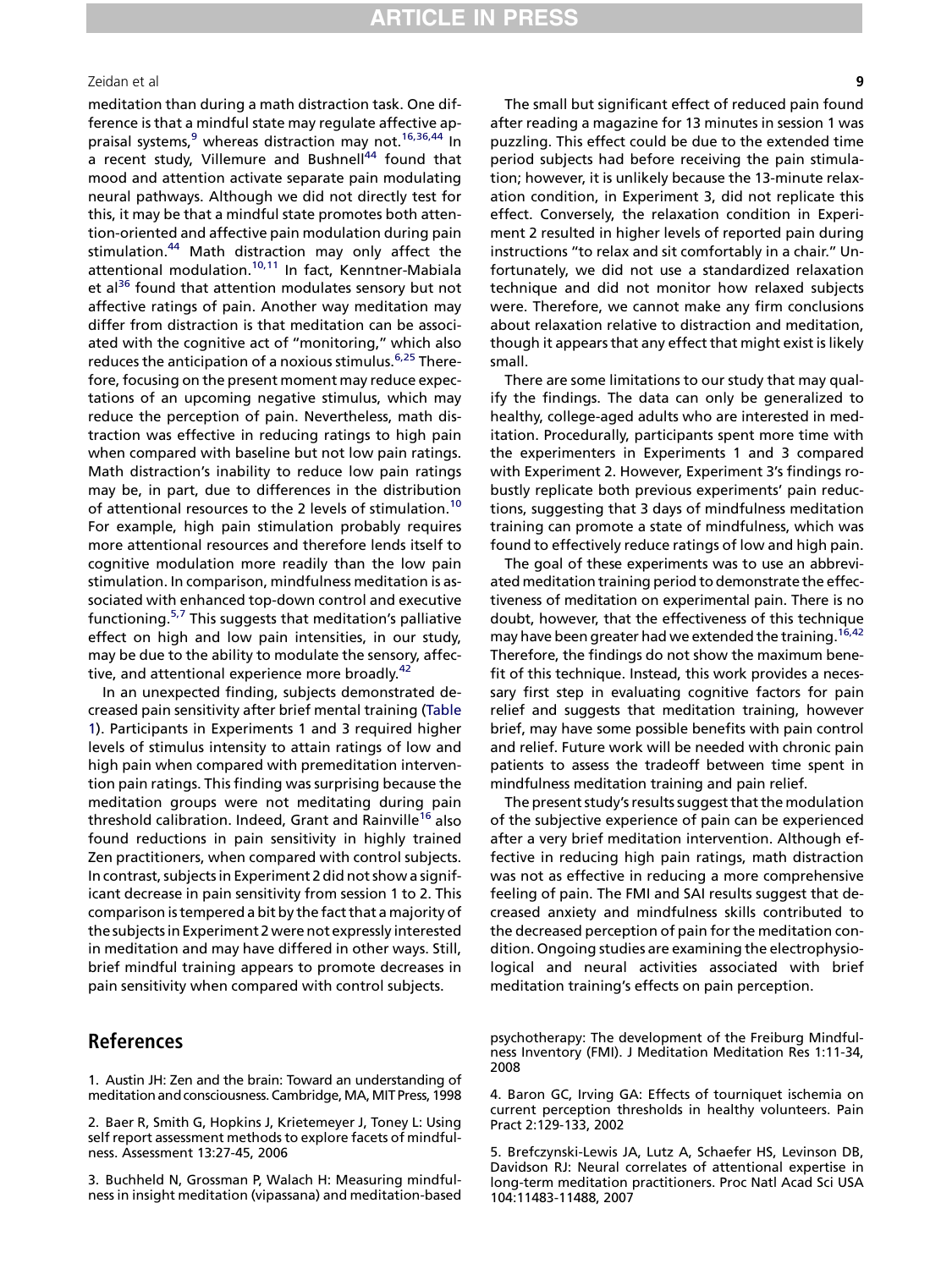meditation than during a math distraction task. One difference is that a mindful state may regulate affective appraisal systems,[9] whereas distraction may not.[16,36,44] In a recent study, Villemure and Bushnell[44] found that mood and attention activate separate pain modulating neural pathways. Although we did not directly test for this, it may be that a mindful state promotes both attention-oriented and affective pain modulation during pain stimulation.[44] Math distraction may only affect the attentional modulation.[10,11] In fact, Kenntner-Mabiala et al[36] found that attention modulates sensory but not affective ratings of pain. Another way meditation may differ from distraction is that meditation can be associated with the cognitive act of "monitoring," which also reduces the anticipation of a noxious stimulus.[6,25] Therefore, focusing on the present moment may reduce expectations of an upcoming negative stimulus, which may reduce the perception of pain. Nevertheless, math distraction was effective in reducing ratings to high pain when compared with baseline but not low pain ratings. Math distraction's inability to reduce low pain ratings may be, in part, due to differences in the distribution of attentional resources to the 2 levels of stimulation.[10] For example, high pain stimulation probably requires more attentional resources and therefore lends itself to cognitive modulation more readily than the low pain stimulation. In comparison, mindfulness meditation is associated with enhanced top-down control and executive functioning.[5,7] This suggests that meditation's palliative effect on high and low pain intensities, in our study, may be due to the ability to modulate the sensory, affective, and attentional experience more broadly.[42]

In an unexpected finding, subjects demonstrated decreased pain sensitivity after brief mental training (Table 1). Participants in Experiments 1 and 3 required higher levels of stimulus intensity to attain ratings of low and high pain when compared with premeditation intervention pain ratings. This finding was surprising because the meditation groups were not meditating during pain threshold calibration. Indeed, Grant and Rainville[16] also found reductions in pain sensitivity in highly trained Zen practitioners, when compared with control subjects. In contrast, subjects in Experiment 2 did not show a significant decrease in pain sensitivity from session 1 to 2. This comparison is tempered a bit by the fact that a majority of the subjects in Experiment 2 were not expressly interested in meditation and may have differed in other ways. Still, brief mindful training appears to promote decreases in pain sensitivity when compared with control subjects.

The small but significant effect of reduced pain found after reading a magazine for 13 minutes in session 1 was puzzling. This effect could be due to the extended time period subjects had before receiving the pain stimulation; however, it is unlikely because the 13-minute relaxation condition, in Experiment 3, did not replicate this effect. Conversely, the relaxation condition in Experiment 2 resulted in higher levels of reported pain during instructions "to relax and sit comfortably in a chair." Unfortunately, we did not use a standardized relaxation technique and did not monitor how relaxed subjects were. Therefore, we cannot make any firm conclusions about relaxation relative to distraction and meditation, though it appears that any effect that might exist is likely small.

There are some limitations to our study that may qualify the findings. The data can only be generalized to healthy, college-aged adults who are interested in meditation. Procedurally, participants spent more time with the experimenters in Experiments 1 and 3 compared with Experiment 2. However, Experiment 3's findings robustly replicate both previous experiments' pain reductions, suggesting that 3 days of mindfulness meditation training can promote a state of mindfulness, which was found to effectively reduce ratings of low and high pain.

The goal of these experiments was to use an abbreviated meditation training period to demonstrate the effectiveness of meditation on experimental pain. There is no doubt, however, that the effectiveness of this technique may have been greater had we extended the training.[16,42] Therefore, the findings do not show the maximum benefit of this technique. Instead, this work provides a necessary first step in evaluating cognitive factors for pain relief and suggests that meditation training, however brief, may have some possible benefits with pain control and relief. Future work will be needed with chronic pain patients to assess the tradeoff between time spent in mindfulness meditation training and pain relief.

The present study's results suggest that the modulation of the subjective experience of pain can be experienced after a very brief meditation intervention. Although effective in reducing high pain ratings, math distraction was not as effective in reducing a more comprehensive feeling of pain. The FMI and SAI results suggest that decreased anxiety and mindfulness skills contributed to the decreased perception of pain for the meditation condition. Ongoing studies are examining the electrophysiological and neural activities associated with brief meditation training's effects on pain perception.

## References

1. Austin JH: Zen and the brain: Toward an understanding of meditation and consciousness. Cambridge, MA, MIT Press, 1998

2. Baer R, Smith G, Hopkins J, Krietemeyer J, Toney L: Using self report assessment methods to explore facets of mindfulness. Assessment 13:27-45, 2006

3. Buchheld N, Grossman P, Walach H: Measuring mindfulness in insight meditation (vipassana) and meditation-based psychotherapy: The development of the Freiburg Mindfulness Inventory (FMI). J Meditation Meditation Res 1:11-34, 2008

4. Baron GC, Irving GA: Effects of tourniquet ischemia on current perception thresholds in healthy volunteers. Pain Pract 2:129-133, 2002

5. Brefczynski-Lewis JA, Lutz A, Schaefer HS, Levinson DB, Davidson RJ: Neural correlates of attentional expertise in long-term meditation practitioners. Proc Natl Acad Sci USA 104:11483-11488, 2007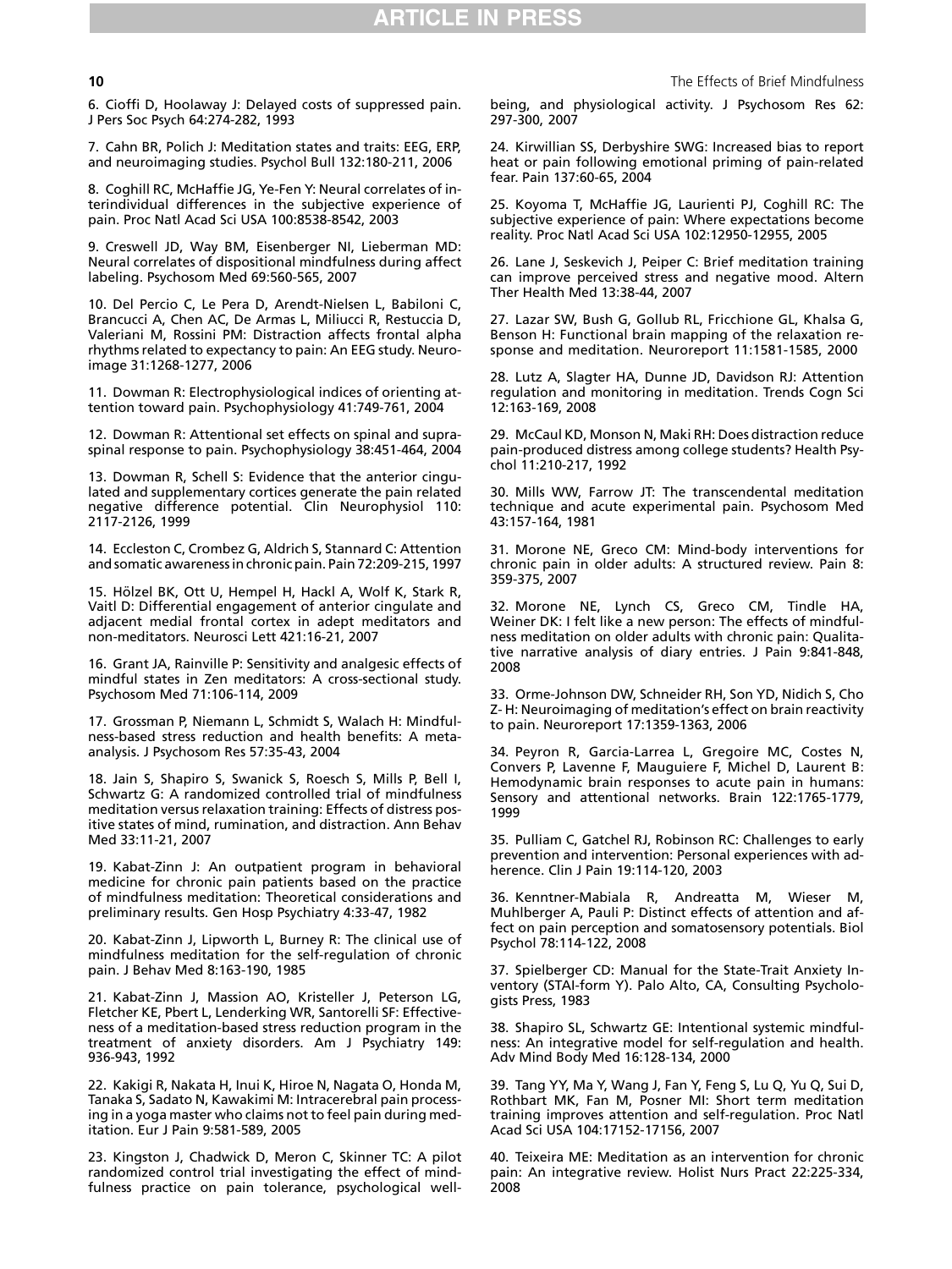6. Cioffi D, Hoolaway J: Delayed costs of suppressed pain. J Pers Soc Psych 64:274-282, 1993

7. Cahn BR, Polich J: Meditation states and traits: EEG, ERP, and neuroimaging studies. Psychol Bull 132:180-211, 2006

8. Coghill RC, McHaffie JG, Ye-Fen Y: Neural correlates of interindividual differences in the subjective experience of pain. Proc Natl Acad Sci USA 100:8538-8542, 2003

9. Creswell JD, Way BM, Eisenberger NI, Lieberman MD: Neural correlates of dispositional mindfulness during affect labeling. Psychosom Med 69:560-565, 2007

10. Del Percio C, Le Pera D, Arendt-Nielsen L, Babiloni C, Brancucci A, Chen AC, De Armas L, Miliucci R, Restuccia D, Valeriani M, Rossini PM: Distraction affects frontal alpha rhythms related to expectancy to pain: An EEG study. Neuroimage 31:1268-1277, 2006

11. Dowman R: Electrophysiological indices of orienting attention toward pain. Psychophysiology 41:749-761, 2004

12. Dowman R: Attentional set effects on spinal and supraspinal response to pain. Psychophysiology 38:451-464, 2004

13. Dowman R, Schell S: Evidence that the anterior cingulated and supplementary cortices generate the pain related negative difference potential. Clin Neurophysiol 110: 2117-2126, 1999

14. Eccleston C, Crombez G, Aldrich S, Stannard C: Attention and somatic awareness in chronic pain. Pain 72:209-215, 1997

15. Hölzel BK, Ott U, Hempel H, Hackl A, Wolf K, Stark R, Vaitl D: Differential engagement of anterior cingulate and adjacent medial frontal cortex in adept meditators and non-meditators. Neurosci Lett 421:16-21, 2007

16. Grant JA, Rainville P: Sensitivity and analgesic effects of mindful states in Zen meditators: A cross-sectional study. Psychosom Med 71:106-114, 2009

17. Grossman P, Niemann L, Schmidt S, Walach H: Mindfulness-based stress reduction and health benefits: A meta-analysis. J Psychosom Res 57:35-43, 2004

18. Jain S, Shapiro S, Swanick S, Roesch S, Mills P, Bell I, Schwartz G: A randomized controlled trial of mindfulness meditation versus relaxation training: Effects of distress positive states of mind, rumination, and distraction. Ann Behav Med 33:11-21, 2007

19. Kabat-Zinn J: An outpatient program in behavioral medicine for chronic pain patients based on the practice of mindfulness meditation: Theoretical considerations and preliminary results. Gen Hosp Psychiatry 4:33-47, 1982

20. Kabat-Zinn J, Lipworth L, Burney R: The clinical use of mindfulness meditation for the self-regulation of chronic pain. J Behav Med 8:163-190, 1985

21. Kabat-Zinn J, Massion AO, Kristeller J, Peterson LG, Fletcher KE, Pbert L, Lenderking WR, Santorelli SF: Effectiveness of a meditation-based stress reduction program in the treatment of anxiety disorders. Am J Psychiatry 149: 936-943, 1992

22. Kakigi R, Nakata H, Inui K, Hiroe N, Nagata O, Honda M, Tanaka S, Sadato N, Kawakimi M: Intracerebral pain processing in a yoga master who claims not to feel pain during meditation. Eur J Pain 9:581-589, 2005

23. Kingston J, Chadwick D, Meron C, Skinner TC: A pilot randomized control trial investigating the effect of mindfulness practice on pain tolerance, psychological well-being, and physiological activity. J Psychosom Res 62: 297-300, 2007

24. Kirwillian SS, Derbyshire SWG: Increased bias to report heat or pain following emotional priming of pain-related fear. Pain 137:60-65, 2004

25. Koyoma T, McHaffie JG, Laurienti PJ, Coghill RC: The subjective experience of pain: Where expectations become reality. Proc Natl Acad Sci USA 102:12950-12955, 2005

26. Lane J, Seskevich J, Peiper C: Brief meditation training can improve perceived stress and negative mood. Altern Ther Health Med 13:38-44, 2007

27. Lazar SW, Bush G, Gollub RL, Fricchione GL, Khalsa G, Benson H: Functional brain mapping of the relaxation response and meditation. Neuroreport 11:1581-1585, 2000

28. Lutz A, Slagter HA, Dunne JD, Davidson RJ: Attention regulation and monitoring in meditation. Trends Cogn Sci 12:163-169, 2008

29. McCaul KD, Monson N, Maki RH: Does distraction reduce pain-produced distress among college students? Health Psychol 11:210-217, 1992

30. Mills WW, Farrow JT: The transcendental meditation technique and acute experimental pain. Psychosom Med 43:157-164, 1981

31. Morone NE, Greco CM: Mind-body interventions for chronic pain in older adults: A structured review. Pain 8: 359-375, 2007

32. Morone NE, Lynch CS, Greco CM, Tindle HA, Weiner DK: I felt like a new person: The effects of mindfulness meditation on older adults with chronic pain: Qualitative narrative analysis of diary entries. J Pain 9:841-848, 2008

33. Orme-Johnson DW, Schneider RH, Son YD, Nidich S, Cho Z- H: Neuroimaging of meditation's effect on brain reactivity to pain. Neuroreport 17:1359-1363, 2006

34. Peyron R, Garcia-Larrea L, Gregoire MC, Costes N, Convers P, Lavenne F, Mauguiere F, Michel D, Laurent B: Hemodynamic brain responses to acute pain in humans: Sensory and attentional networks. Brain 122:1765-1779, 1999

35. Pulliam C, Gatchel RJ, Robinson RC: Challenges to early prevention and intervention: Personal experiences with adherence. Clin J Pain 19:114-120, 2003

36. Kenntner-Mabiala R, Andreatta M, Wieser M, Muhlberger A, Pauli P: Distinct effects of attention and affect on pain perception and somatosensory potentials. Biol Psychol 78:114-122, 2008

37. Spielberger CD: Manual for the State-Trait Anxiety Inventory (STAI-form Y). Palo Alto, CA, Consulting Psychologists Press, 1983

38. Shapiro SL, Schwartz GE: Intentional systemic mindfulness: An integrative model for self-regulation and health. Adv Mind Body Med 16:128-134, 2000

39. Tang YY, Ma Y, Wang J, Fan Y, Feng S, Lu Q, Yu Q, Sui D, Rothbart MK, Fan M, Posner MI: Short term meditation training improves attention and self-regulation. Proc Natl Acad Sci USA 104:17152-17156, 2007

40. Teixeira ME: Meditation as an intervention for chronic pain: An integrative review. Holist Nurs Pract 22:225-334, 2008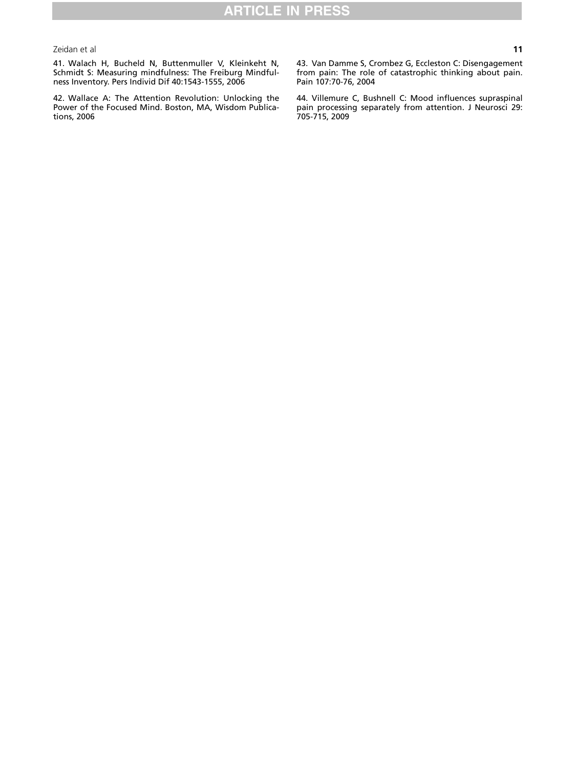41. Walach H, Bucheld N, Buttenmuller V, Kleinkeht N, Schmidt S: Measuring mindfulness: The Freiburg Mindfulness Inventory. Pers Individ Dif 40:1543-1555, 2006

42. Wallace A: The Attention Revolution: Unlocking the Power of the Focused Mind. Boston, MA, Wisdom Publications, 2006

43. Van Damme S, Crombez G, Eccleston C: Disengagement from pain: The role of catastrophic thinking about pain. Pain 107:70-76, 2004

44. Villemure C, Bushnell C: Mood influences supraspinal pain processing separately from attention. J Neurosci 29: 705-715, 2009